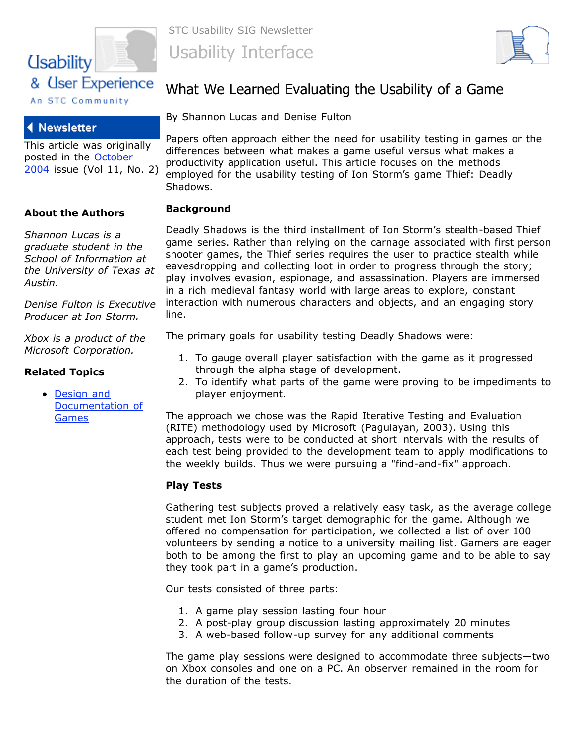STC Usability SIG Newsletter

# Usability Interface

## What We Learned Evaluating the Usability of a Game

By Shannon Lucas and Denise Fulton

Papers often approach either the need for usability testing in games or the differences between what makes a game useful versus what makes a productivity application useful. This article focuses on the methods employed for the usability testing of Ion Storm's game Thief: Deadly Shadows.

### Background

Deadly Shadows is the third installment of Ion Storm's stealth-based Thief game series. Rather than relying on the carnage associated with first person shooter games, the Thief series requires the user to practice stealth while eavesdropping and collecting loot in order to progress through the story; play involves evasion, espionage, and assassination. Players are immersed in a rich medieval fantasy world with large areas to explore, constant interaction with numerous characters and objects, and an engaging story line.

The primary goals for usability testing Deadly Shadows were:

1. To gauge overall player satisfaction with the game as it progressed through the alpha stage of development.
2. To identify what parts of the game were proving to be impediments to player enjoyment.

The approach we chose was the Rapid Iterative Testing and Evaluation (RITE) methodology used by Microsoft (Pagulayan, 2003). Using this approach, tests were to be conducted at short intervals with the results of each test being provided to the development team to apply modifications to the weekly builds. Thus we were pursuing a "find-and-fix" approach.

### Play Tests

Gathering test subjects proved a relatively easy task, as the average college student met Ion Storm's target demographic for the game. Although we offered no compensation for participation, we collected a list of over 100 volunteers by sending a notice to a university mailing list. Gamers are eager both to be among the first to play an upcoming game and to be able to say they took part in a game's production.

Our tests consisted of three parts:

1. A game play session lasting four hour
2. A post-play group discussion lasting approximately 20 minutes
3. A web-based follow-up survey for any additional comments

The game play sessions were designed to accommodate three subjects—two on Xbox consoles and one on a PC. An observer remained in the room for the duration of the tests.

**Newsletter**

This article was originally posted in the October 2004 issue (Vol 11, No. 2)

**About the Authors**

*Shannon Lucas is a graduate student in the School of Information at the University of Texas at Austin.*

*Denise Fulton is Executive Producer at Ion Storm.*

*Xbox is a product of the Microsoft Corporation.*

**Related Topics**

- Design and Documentation of Games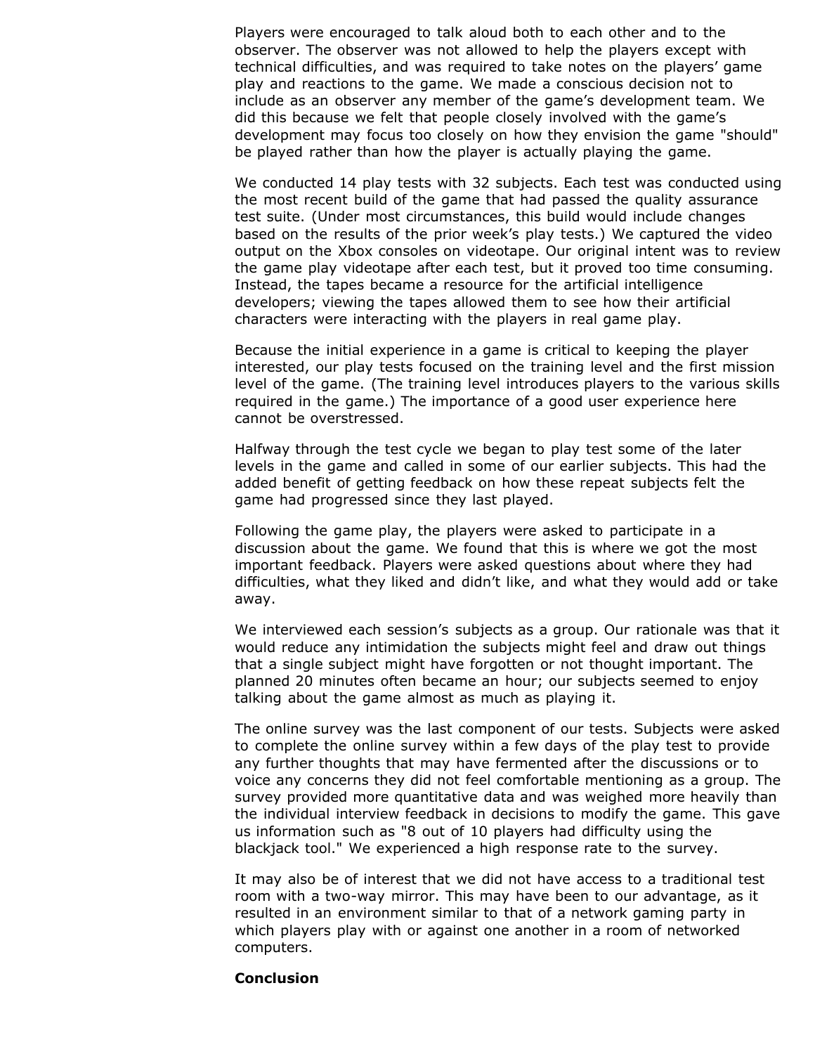Players were encouraged to talk aloud both to each other and to the observer. The observer was not allowed to help the players except with technical difficulties, and was required to take notes on the players' game play and reactions to the game. We made a conscious decision not to include as an observer any member of the game's development team. We did this because we felt that people closely involved with the game's development may focus too closely on how they envision the game "should" be played rather than how the player is actually playing the game.

We conducted 14 play tests with 32 subjects. Each test was conducted using the most recent build of the game that had passed the quality assurance test suite. (Under most circumstances, this build would include changes based on the results of the prior week's play tests.) We captured the video output on the Xbox consoles on videotape. Our original intent was to review the game play videotape after each test, but it proved too time consuming. Instead, the tapes became a resource for the artificial intelligence developers; viewing the tapes allowed them to see how their artificial characters were interacting with the players in real game play.

Because the initial experience in a game is critical to keeping the player interested, our play tests focused on the training level and the first mission level of the game. (The training level introduces players to the various skills required in the game.) The importance of a good user experience here cannot be overstressed.

Halfway through the test cycle we began to play test some of the later levels in the game and called in some of our earlier subjects. This had the added benefit of getting feedback on how these repeat subjects felt the game had progressed since they last played.

Following the game play, the players were asked to participate in a discussion about the game. We found that this is where we got the most important feedback. Players were asked questions about where they had difficulties, what they liked and didn't like, and what they would add or take away.

We interviewed each session's subjects as a group. Our rationale was that it would reduce any intimidation the subjects might feel and draw out things that a single subject might have forgotten or not thought important. The planned 20 minutes often became an hour; our subjects seemed to enjoy talking about the game almost as much as playing it.

The online survey was the last component of our tests. Subjects were asked to complete the online survey within a few days of the play test to provide any further thoughts that may have fermented after the discussions or to voice any concerns they did not feel comfortable mentioning as a group. The survey provided more quantitative data and was weighed more heavily than the individual interview feedback in decisions to modify the game. This gave us information such as "8 out of 10 players had difficulty using the blackjack tool." We experienced a high response rate to the survey.

It may also be of interest that we did not have access to a traditional test room with a two-way mirror. This may have been to our advantage, as it resulted in an environment similar to that of a network gaming party in which players play with or against one another in a room of networked computers.

**Conclusion**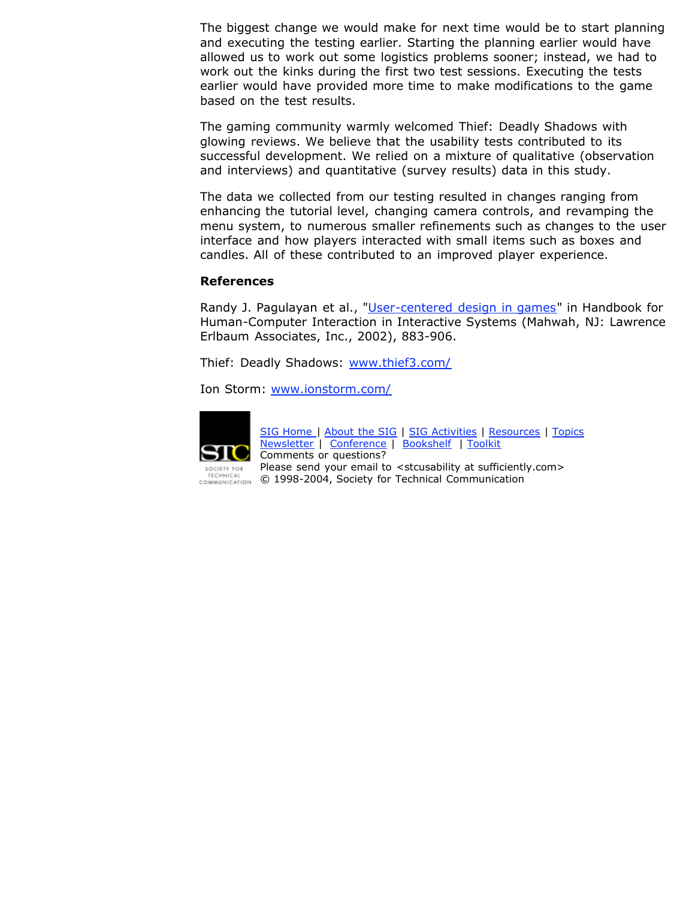The biggest change we would make for next time would be to start planning and executing the testing earlier. Starting the planning earlier would have allowed us to work out some logistics problems sooner; instead, we had to work out the kinks during the first two test sessions. Executing the tests earlier would have provided more time to make modifications to the game based on the test results.

The gaming community warmly welcomed Thief: Deadly Shadows with glowing reviews. We believe that the usability tests contributed to its successful development. We relied on a mixture of qualitative (observation and interviews) and quantitative (survey results) data in this study.

The data we collected from our testing resulted in changes ranging from enhancing the tutorial level, changing camera controls, and revamping the menu system, to numerous smaller refinements such as changes to the user interface and how players interacted with small items such as boxes and candles. All of these contributed to an improved player experience.

**References**

Randy J. Pagulayan et al., "User-centered design in games" in Handbook for Human-Computer Interaction in Interactive Systems (Mahwah, NJ: Lawrence Erlbaum Associates, Inc., 2002), 883-906.

Thief: Deadly Shadows: www.thief3.com/

Ion Storm: www.ionstorm.com/

SIG Home | About the SIG | SIG Activities | Resources | Topics
Newsletter | Conference | Bookshelf | Toolkit
Comments or questions?
Please send your email to <stcusability at sufficiently.com>
© 1998-2004, Society for Technical Communication